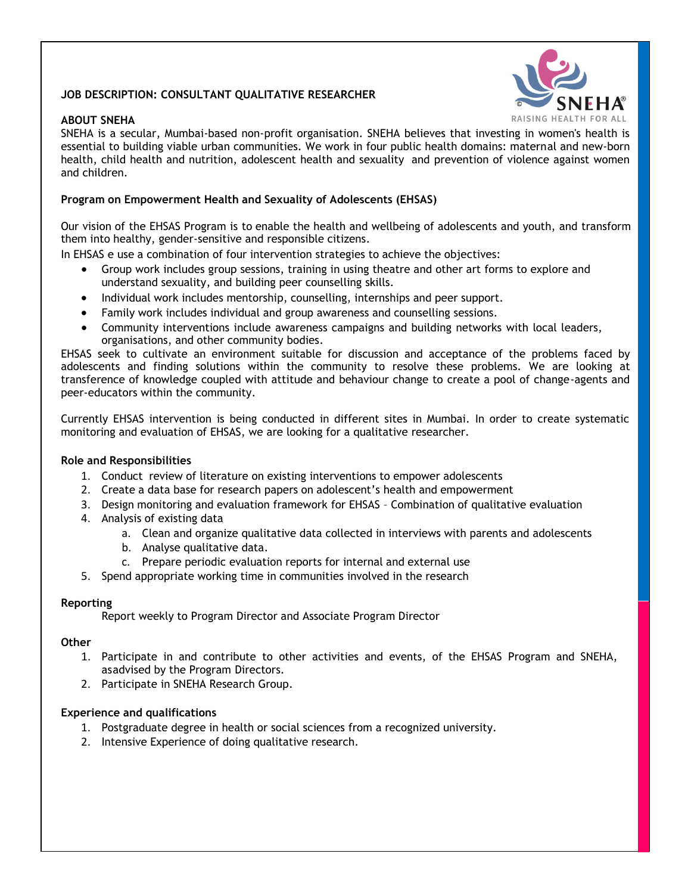# JOB DESCRIPTION: CONSULTANT QUALITATIVE RESEARCHER

## ABOUT SNEHA

SNEHA is a secular, Mumbai-based non-profit organisation. SNEHA believes that investing in women's health is essential to building viable urban communities. We work in four public health domains: maternal and new-born health, child health and nutrition, adolescent health and sexuality and prevention of violence against women and children.

## Program on Empowerment Health and Sexuality of Adolescents (EHSAS)

Our vision of the EHSAS Program is to enable the health and wellbeing of adolescents and youth, and transform them into healthy, gender-sensitive and responsible citizens.

In EHSAS e use a combination of four intervention strategies to achieve the objectives:

- Group work includes group sessions, training in using theatre and other art forms to explore and understand sexuality, and building peer counselling skills.
- Individual work includes mentorship, counselling, internships and peer support.
- Family work includes individual and group awareness and counselling sessions.
- Community interventions include awareness campaigns and building networks with local leaders, organisations, and other community bodies.

EHSAS seek to cultivate an environment suitable for discussion and acceptance of the problems faced by adolescents and finding solutions within the community to resolve these problems. We are looking at transference of knowledge coupled with attitude and behaviour change to create a pool of change-agents and peer-educators within the community.

Currently EHSAS intervention is being conducted in different sites in Mumbai. In order to create systematic monitoring and evaluation of EHSAS, we are looking for a qualitative researcher.

## Role and Responsibilities

1. Conduct review of literature on existing interventions to empower adolescents
2. Create a data base for research papers on adolescent's health and empowerment
3. Design monitoring and evaluation framework for EHSAS – Combination of qualitative evaluation
4. Analysis of existing data
   a. Clean and organize qualitative data collected in interviews with parents and adolescents
   b. Analyse qualitative data.
   c. Prepare periodic evaluation reports for internal and external use
5. Spend appropriate working time in communities involved in the research

## Reporting

Report weekly to Program Director and Associate Program Director

## Other

1. Participate in and contribute to other activities and events, of the EHSAS Program and SNEHA, asadvised by the Program Directors.
2. Participate in SNEHA Research Group.

## Experience and qualifications

1. Postgraduate degree in health or social sciences from a recognized university.
2. Intensive Experience of doing qualitative research.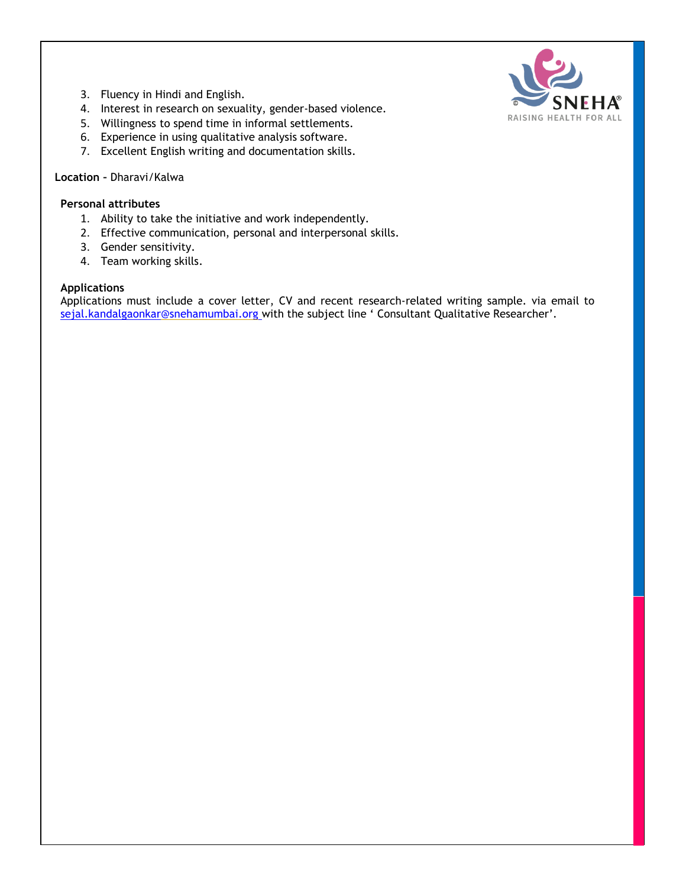3. Fluency in Hindi and English.
4. Interest in research on sexuality, gender-based violence.
5. Willingness to spend time in informal settlements.
6. Experience in using qualitative analysis software.
7. Excellent English writing and documentation skills.

**Location** – Dharavi/Kalwa

**Personal attributes**

1. Ability to take the initiative and work independently.
2. Effective communication, personal and interpersonal skills.
3. Gender sensitivity.
4. Team working skills.

**Applications**

Applications must include a cover letter, CV and recent research-related writing sample. via email to sejal.kandalgaonkar@snehamumbai.org with the subject line ' Consultant Qualitative Researcher'.